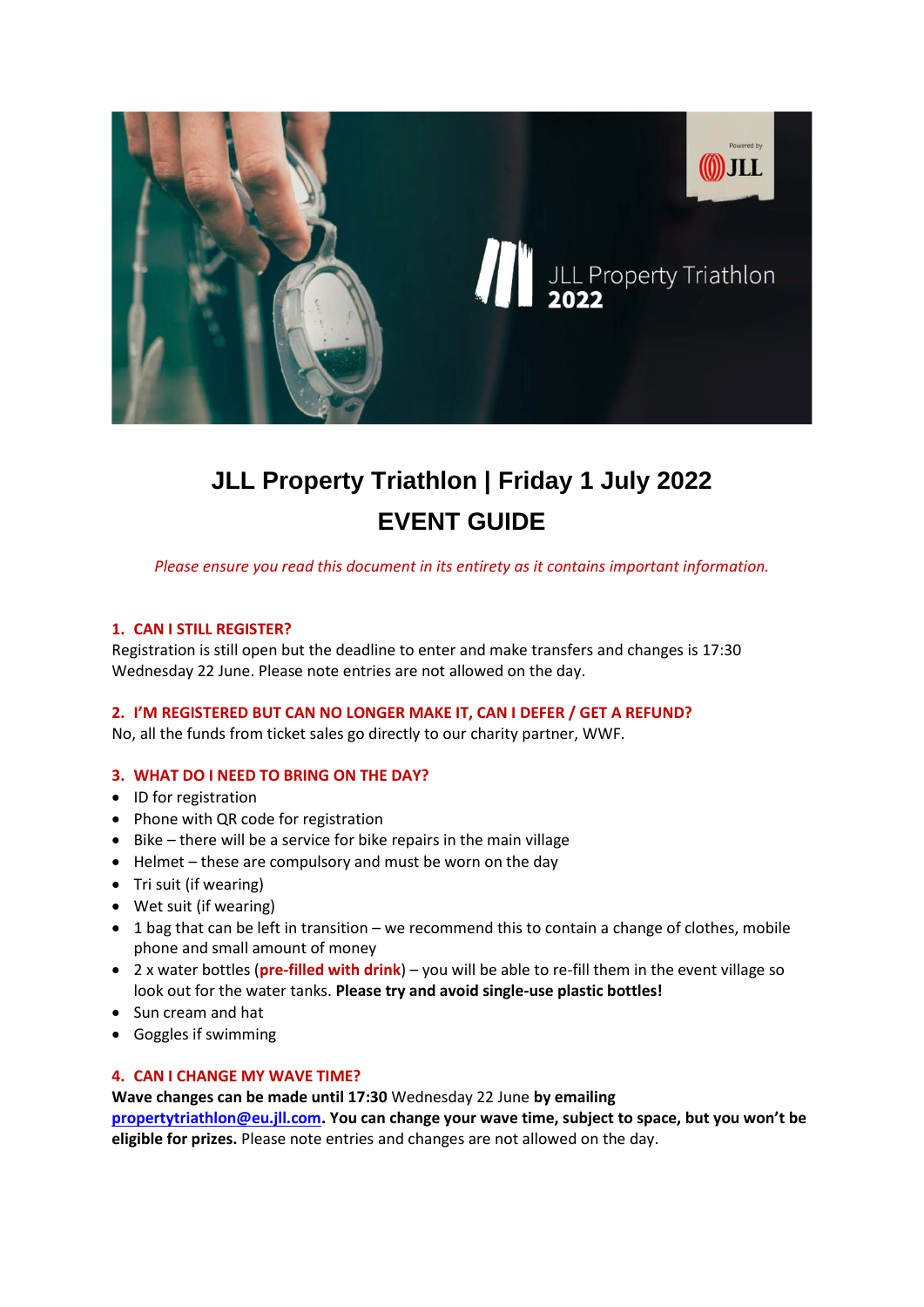# JLL Property Triathlon | Friday 1 July 2022

## EVENT GUIDE

*Please ensure you read this document in its entirety as it contains important information.*

### 1. CAN I STILL REGISTER?

Registration is still open but the deadline to enter and make transfers and changes is 17:30 Wednesday 22 June. Please note entries are not allowed on the day.

### 2. I'M REGISTERED BUT CAN NO LONGER MAKE IT, CAN I DEFER / GET A REFUND?

No, all the funds from ticket sales go directly to our charity partner, WWF.

### 3. WHAT DO I NEED TO BRING ON THE DAY?

- ID for registration
- Phone with QR code for registration
- Bike – there will be a service for bike repairs in the main village
- Helmet – these are compulsory and must be worn on the day
- Tri suit (if wearing)
- Wet suit (if wearing)
- 1 bag that can be left in transition – we recommend this to contain a change of clothes, mobile phone and small amount of money
- 2 x water bottles (**pre-filled with drink**) – you will be able to re-fill them in the event village so look out for the water tanks. **Please try and avoid single-use plastic bottles!**
- Sun cream and hat
- Goggles if swimming

### 4. CAN I CHANGE MY WAVE TIME?

**Wave changes can be made until 17:30** Wednesday 22 June **by emailing propertytriathlon@eu.jll.com. You can change your wave time, subject to space, but you won't be eligible for prizes.** Please note entries and changes are not allowed on the day.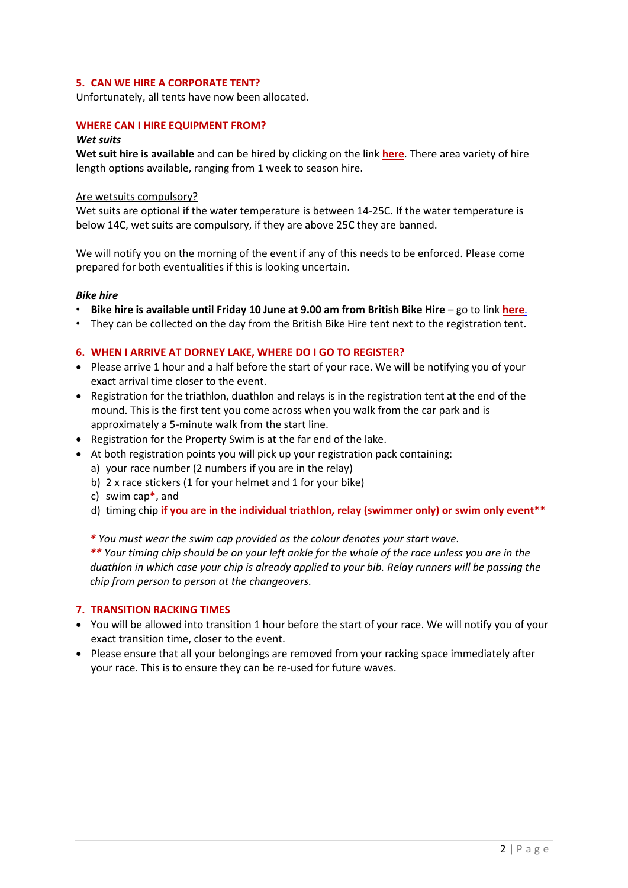## 5. CAN WE HIRE A CORPORATE TENT?

Unfortunately, all tents have now been allocated.

## WHERE CAN I HIRE EQUIPMENT FROM?

***Wet suits***

**Wet suit hire is available** and can be hired by clicking on the link **here**. There area variety of hire length options available, ranging from 1 week to season hire.

Are wetsuits compulsory?

Wet suits are optional if the water temperature is between 14-25C. If the water temperature is below 14C, wet suits are compulsory, if they are above 25C they are banned.

We will notify you on the morning of the event if any of this needs to be enforced. Please come prepared for both eventualities if this is looking uncertain.

***Bike hire***

- **Bike hire is available until Friday 10 June at 9.00 am from British Bike Hire** – go to link **here**.
- They can be collected on the day from the British Bike Hire tent next to the registration tent.

## 6. WHEN I ARRIVE AT DORNEY LAKE, WHERE DO I GO TO REGISTER?

- Please arrive 1 hour and a half before the start of your race. We will be notifying you of your exact arrival time closer to the event.
- Registration for the triathlon, duathlon and relays is in the registration tent at the end of the mound. This is the first tent you come across when you walk from the car park and is approximately a 5-minute walk from the start line.
- Registration for the Property Swim is at the far end of the lake.
- At both registration points you will pick up your registration pack containing:
  a) your race number (2 numbers if you are in the relay)
  b) 2 x race stickers (1 for your helmet and 1 for your bike)
  c) swim cap*, and
  d) timing chip **if you are in the individual triathlon, relay (swimmer only) or swim only event****

*\* You must wear the swim cap provided as the colour denotes your start wave.*
*\*\* Your timing chip should be on your left ankle for the whole of the race unless you are in the duathlon in which case your chip is already applied to your bib. Relay runners will be passing the chip from person to person at the changeovers.*

## 7. TRANSITION RACKING TIMES

- You will be allowed into transition 1 hour before the start of your race. We will notify you of your exact transition time, closer to the event.
- Please ensure that all your belongings are removed from your racking space immediately after your race. This is to ensure they can be re-used for future waves.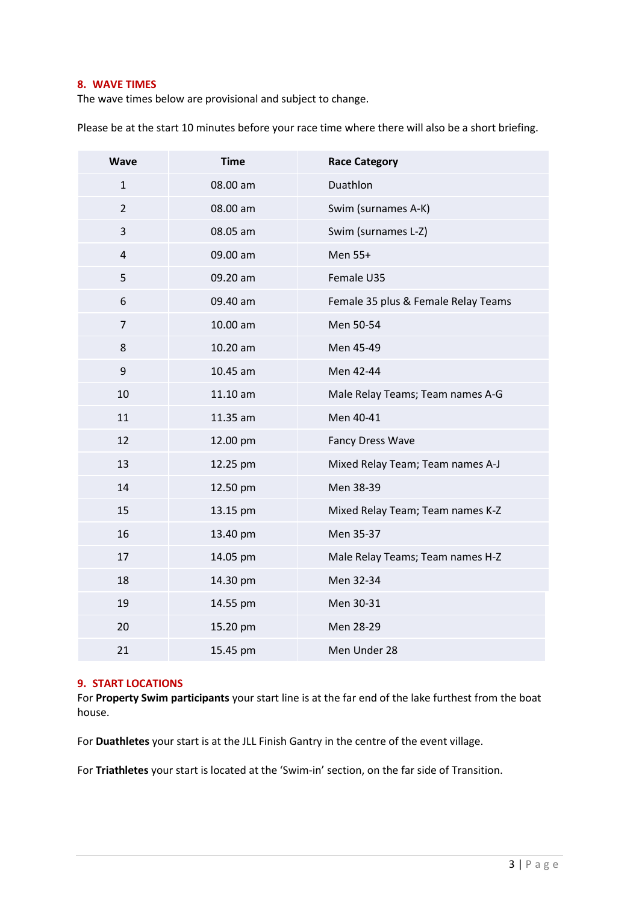## 8. WAVE TIMES

The wave times below are provisional and subject to change.

Please be at the start 10 minutes before your race time where there will also be a short briefing.

| Wave | Time | Race Category |
|---|---|---|
| 1 | 08.00 am | Duathlon |
| 2 | 08.00 am | Swim (surnames A-K) |
| 3 | 08.05 am | Swim (surnames L-Z) |
| 4 | 09.00 am | Men 55+ |
| 5 | 09.20 am | Female U35 |
| 6 | 09.40 am | Female 35 plus & Female Relay Teams |
| 7 | 10.00 am | Men 50-54 |
| 8 | 10.20 am | Men 45-49 |
| 9 | 10.45 am | Men 42-44 |
| 10 | 11.10 am | Male Relay Teams; Team names A-G |
| 11 | 11.35 am | Men 40-41 |
| 12 | 12.00 pm | Fancy Dress Wave |
| 13 | 12.25 pm | Mixed Relay Team; Team names A-J |
| 14 | 12.50 pm | Men 38-39 |
| 15 | 13.15 pm | Mixed Relay Team; Team names K-Z |
| 16 | 13.40 pm | Men 35-37 |
| 17 | 14.05 pm | Male Relay Teams; Team names H-Z |
| 18 | 14.30 pm | Men 32-34 |
| 19 | 14.55 pm | Men 30-31 |
| 20 | 15.20 pm | Men 28-29 |
| 21 | 15.45 pm | Men Under 28 |

## 9. START LOCATIONS

For **Property Swim participants** your start line is at the far end of the lake furthest from the boat house.

For **Duathletes** your start is at the JLL Finish Gantry in the centre of the event village.

For **Triathletes** your start is located at the 'Swim-in' section, on the far side of Transition.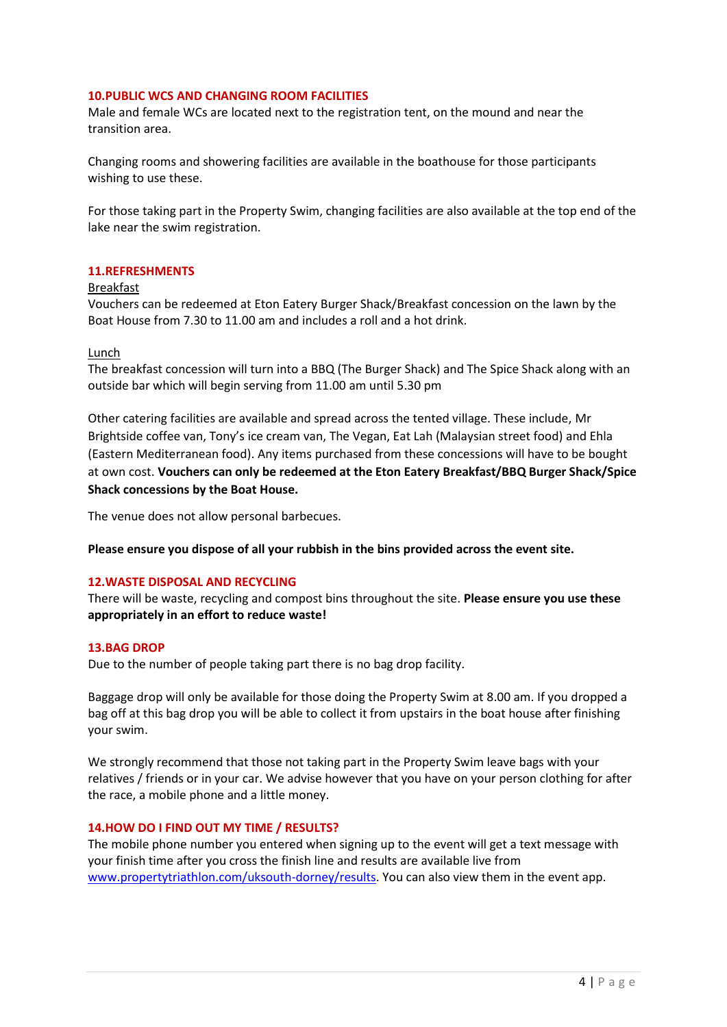## 10.PUBLIC WCS AND CHANGING ROOM FACILITIES

Male and female WCs are located next to the registration tent, on the mound and near the transition area.

Changing rooms and showering facilities are available in the boathouse for those participants wishing to use these.

For those taking part in the Property Swim, changing facilities are also available at the top end of the lake near the swim registration.

## 11.REFRESHMENTS

Breakfast

Vouchers can be redeemed at Eton Eatery Burger Shack/Breakfast concession on the lawn by the Boat House from 7.30 to 11.00 am and includes a roll and a hot drink.

Lunch

The breakfast concession will turn into a BBQ (The Burger Shack) and The Spice Shack along with an outside bar which will begin serving from 11.00 am until 5.30 pm

Other catering facilities are available and spread across the tented village. These include, Mr Brightside coffee van, Tony's ice cream van, The Vegan, Eat Lah (Malaysian street food) and Ehla (Eastern Mediterranean food). Any items purchased from these concessions will have to be bought at own cost. **Vouchers can only be redeemed at the Eton Eatery Breakfast/BBQ Burger Shack/Spice Shack concessions by the Boat House.**

The venue does not allow personal barbecues.

**Please ensure you dispose of all your rubbish in the bins provided across the event site.**

## 12.WASTE DISPOSAL AND RECYCLING

There will be waste, recycling and compost bins throughout the site. **Please ensure you use these appropriately in an effort to reduce waste!**

## 13.BAG DROP

Due to the number of people taking part there is no bag drop facility.

Baggage drop will only be available for those doing the Property Swim at 8.00 am. If you dropped a bag off at this bag drop you will be able to collect it from upstairs in the boat house after finishing your swim.

We strongly recommend that those not taking part in the Property Swim leave bags with your relatives / friends or in your car. We advise however that you have on your person clothing for after the race, a mobile phone and a little money.

## 14.HOW DO I FIND OUT MY TIME / RESULTS?

The mobile phone number you entered when signing up to the event will get a text message with your finish time after you cross the finish line and results are available live from [www.propertytriathlon.com/uksouth-dorney/results](www.propertytriathlon.com/uksouth-dorney/results). You can also view them in the event app.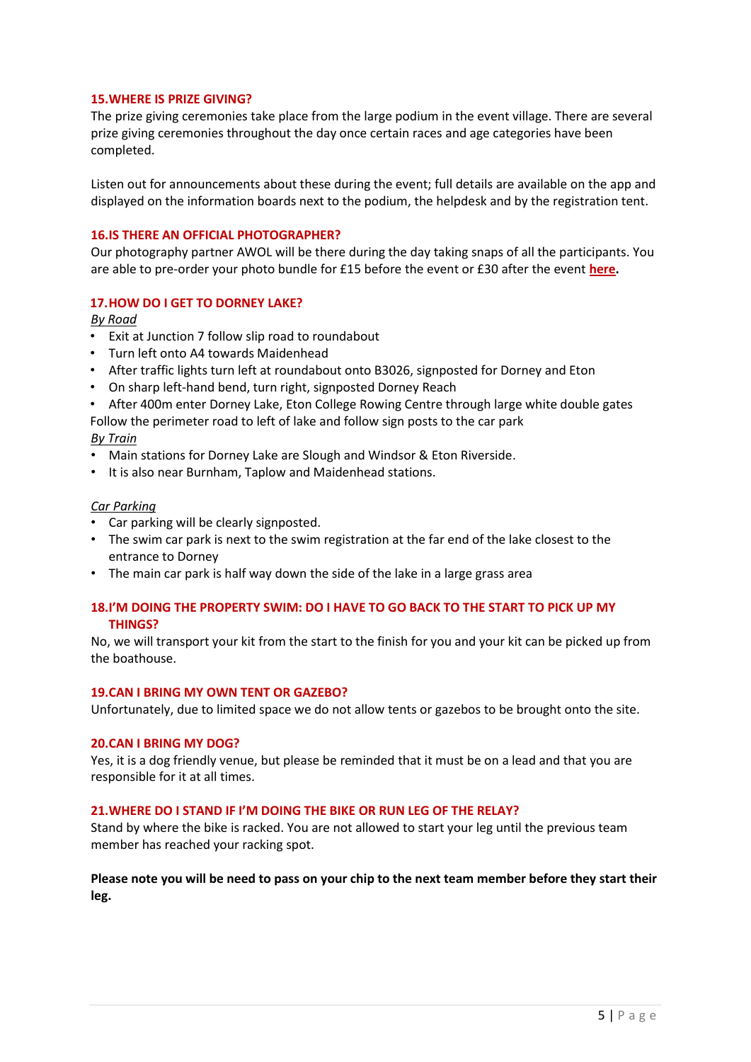## 15. WHERE IS PRIZE GIVING?

The prize giving ceremonies take place from the large podium in the event village. There are several prize giving ceremonies throughout the day once certain races and age categories have been completed.

Listen out for announcements about these during the event; full details are available on the app and displayed on the information boards next to the podium, the helpdesk and by the registration tent.

## 16. IS THERE AN OFFICIAL PHOTOGRAPHER?

Our photography partner AWOL will be there during the day taking snaps of all the participants. You are able to pre-order your photo bundle for £15 before the event or £30 after the event **here.**

## 17. HOW DO I GET TO DORNEY LAKE?

*By Road*

- Exit at Junction 7 follow slip road to roundabout
- Turn left onto A4 towards Maidenhead
- After traffic lights turn left at roundabout onto B3026, signposted for Dorney and Eton
- On sharp left-hand bend, turn right, signposted Dorney Reach
- After 400m enter Dorney Lake, Eton College Rowing Centre through large white double gates

Follow the perimeter road to left of lake and follow sign posts to the car park

*By Train*

- Main stations for Dorney Lake are Slough and Windsor & Eton Riverside.
- It is also near Burnham, Taplow and Maidenhead stations.

*Car Parking*

- Car parking will be clearly signposted.
- The swim car park is next to the swim registration at the far end of the lake closest to the entrance to Dorney
- The main car park is half way down the side of the lake in a large grass area

## 18. I'M DOING THE PROPERTY SWIM: DO I HAVE TO GO BACK TO THE START TO PICK UP MY THINGS?

No, we will transport your kit from the start to the finish for you and your kit can be picked up from the boathouse.

## 19. CAN I BRING MY OWN TENT OR GAZEBO?

Unfortunately, due to limited space we do not allow tents or gazebos to be brought onto the site.

## 20. CAN I BRING MY DOG?

Yes, it is a dog friendly venue, but please be reminded that it must be on a lead and that you are responsible for it at all times.

## 21. WHERE DO I STAND IF I'M DOING THE BIKE OR RUN LEG OF THE RELAY?

Stand by where the bike is racked. You are not allowed to start your leg until the previous team member has reached your racking spot.

**Please note you will be need to pass on your chip to the next team member before they start their leg.**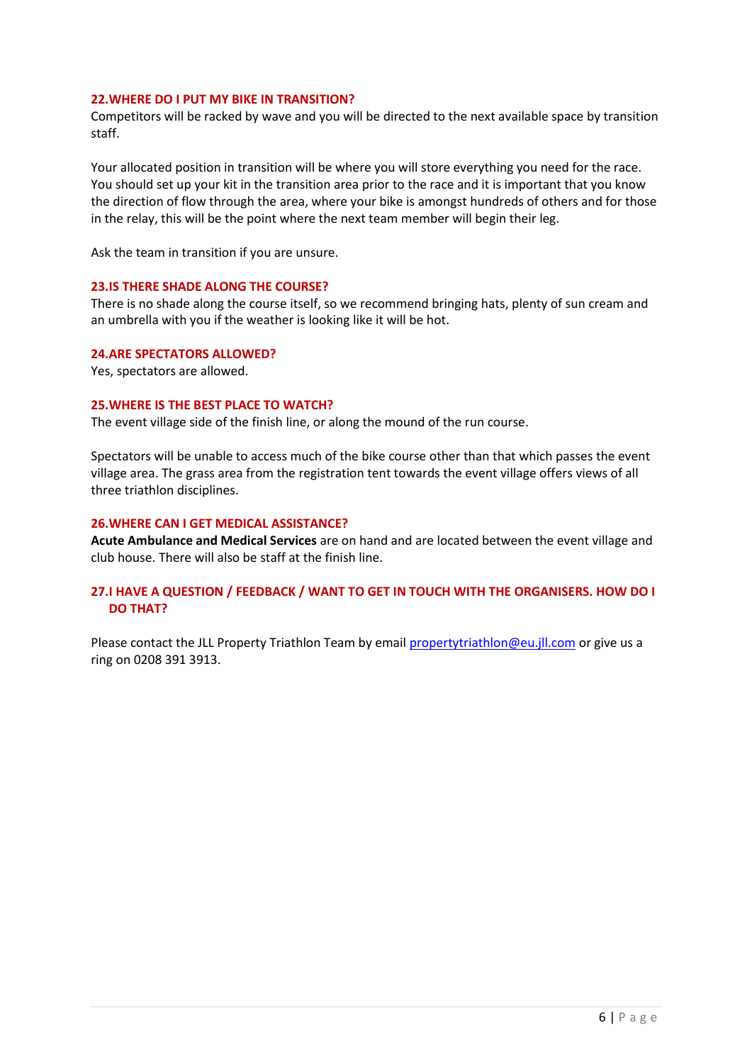### 22. WHERE DO I PUT MY BIKE IN TRANSITION?

Competitors will be racked by wave and you will be directed to the next available space by transition staff.

Your allocated position in transition will be where you will store everything you need for the race. You should set up your kit in the transition area prior to the race and it is important that you know the direction of flow through the area, where your bike is amongst hundreds of others and for those in the relay, this will be the point where the next team member will begin their leg.

Ask the team in transition if you are unsure.

### 23. IS THERE SHADE ALONG THE COURSE?

There is no shade along the course itself, so we recommend bringing hats, plenty of sun cream and an umbrella with you if the weather is looking like it will be hot.

### 24. ARE SPECTATORS ALLOWED?

Yes, spectators are allowed.

### 25. WHERE IS THE BEST PLACE TO WATCH?

The event village side of the finish line, or along the mound of the run course.

Spectators will be unable to access much of the bike course other than that which passes the event village area. The grass area from the registration tent towards the event village offers views of all three triathlon disciplines.

### 26. WHERE CAN I GET MEDICAL ASSISTANCE?

**Acute Ambulance and Medical Services** are on hand and are located between the event village and club house. There will also be staff at the finish line.

### 27. I HAVE A QUESTION / FEEDBACK / WANT TO GET IN TOUCH WITH THE ORGANISERS. HOW DO I DO THAT?

Please contact the JLL Property Triathlon Team by email propertytriathlon@eu.jll.com or give us a ring on 0208 391 3913.